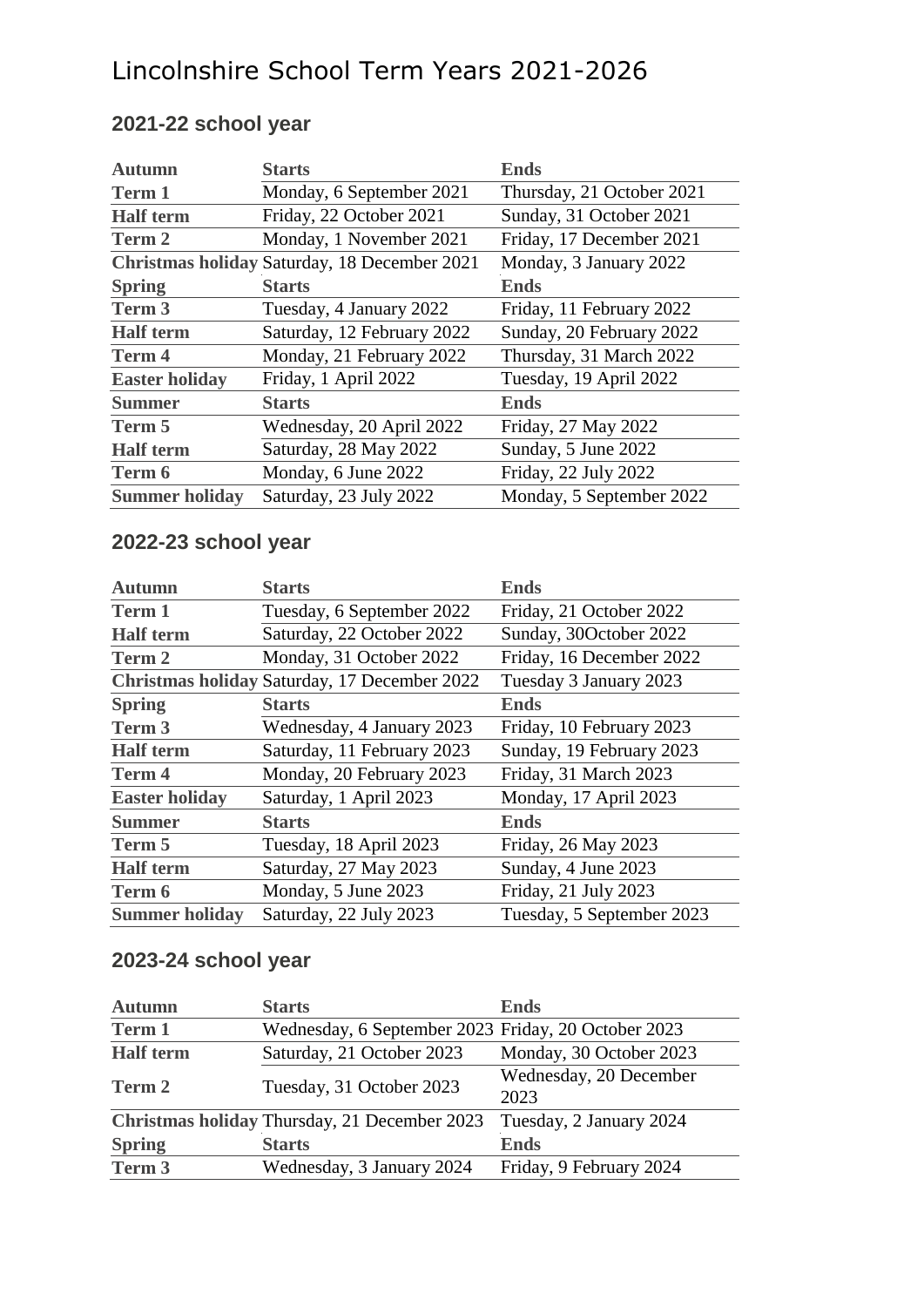# Lincolnshire School Term Years 2021-2026

## 2021-22 school year

| Autumn | Starts | Ends |
|---|---|---|
| Term 1 | Monday, 6 September 2021 | Thursday, 21 October 2021 |
| Half term | Friday, 22 October 2021 | Sunday, 31 October 2021 |
| Term 2 | Monday, 1 November 2021 | Friday, 17 December 2021 |
| Christmas holiday | Saturday, 18 December 2021 | Monday, 3 January 2022 |
| **Spring** | **Starts** | **Ends** |
| Term 3 | Tuesday, 4 January 2022 | Friday, 11 February 2022 |
| Half term | Saturday, 12 February 2022 | Sunday, 20 February 2022 |
| Term 4 | Monday, 21 February 2022 | Thursday, 31 March 2022 |
| Easter holiday | Friday, 1 April 2022 | Tuesday, 19 April 2022 |
| **Summer** | **Starts** | **Ends** |
| Term 5 | Wednesday, 20 April 2022 | Friday, 27 May 2022 |
| Half term | Saturday, 28 May 2022 | Sunday, 5 June 2022 |
| Term 6 | Monday, 6 June 2022 | Friday, 22 July 2022 |
| Summer holiday | Saturday, 23 July 2022 | Monday, 5 September 2022 |

## 2022-23 school year

| Autumn | Starts | Ends |
|---|---|---|
| Term 1 | Tuesday, 6 September 2022 | Friday, 21 October 2022 |
| Half term | Saturday, 22 October 2022 | Sunday, 30October 2022 |
| Term 2 | Monday, 31 October 2022 | Friday, 16 December 2022 |
| Christmas holiday | Saturday, 17 December 2022 | Tuesday 3 January 2023 |
| **Spring** | **Starts** | **Ends** |
| Term 3 | Wednesday, 4 January 2023 | Friday, 10 February 2023 |
| Half term | Saturday, 11 February 2023 | Sunday, 19 February 2023 |
| Term 4 | Monday, 20 February 2023 | Friday, 31 March 2023 |
| Easter holiday | Saturday, 1 April 2023 | Monday, 17 April 2023 |
| **Summer** | **Starts** | **Ends** |
| Term 5 | Tuesday, 18 April 2023 | Friday, 26 May 2023 |
| Half term | Saturday, 27 May 2023 | Sunday, 4 June 2023 |
| Term 6 | Monday, 5 June 2023 | Friday, 21 July 2023 |
| Summer holiday | Saturday, 22 July 2023 | Tuesday, 5 September 2023 |

## 2023-24 school year

| Autumn | Starts | Ends |
|---|---|---|
| Term 1 | Wednesday, 6 September 2023 | Friday, 20 October 2023 |
| Half term | Saturday, 21 October 2023 | Monday, 30 October 2023 |
| Term 2 | Tuesday, 31 October 2023 | Wednesday, 20 December 2023 |
| Christmas holiday | Thursday, 21 December 2023 | Tuesday, 2 January 2024 |
| **Spring** | **Starts** | **Ends** |
| Term 3 | Wednesday, 3 January 2024 | Friday, 9 February 2024 |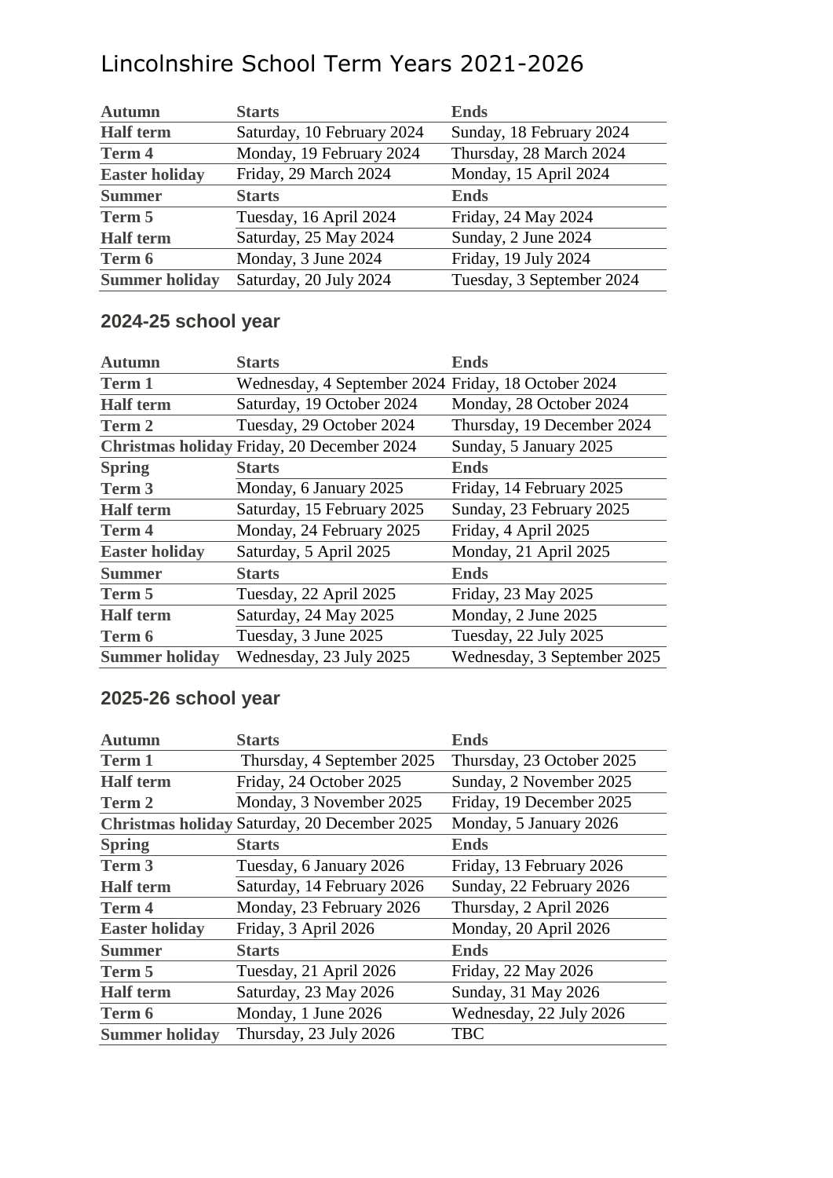# Lincolnshire School Term Years 2021-2026

| Autumn | Starts | Ends |
|---|---|---|
| Half term | Saturday, 10 February 2024 | Sunday, 18 February 2024 |
| Term 4 | Monday, 19 February 2024 | Thursday, 28 March 2024 |
| Easter holiday | Friday, 29 March 2024 | Monday, 15 April 2024 |
| **Summer** | **Starts** | **Ends** |
| Term 5 | Tuesday, 16 April 2024 | Friday, 24 May 2024 |
| Half term | Saturday, 25 May 2024 | Sunday, 2 June 2024 |
| Term 6 | Monday, 3 June 2024 | Friday, 19 July 2024 |
| Summer holiday | Saturday, 20 July 2024 | Tuesday, 3 September 2024 |

## 2024-25 school year

| Autumn | Starts | Ends |
|---|---|---|
| Term 1 | Wednesday, 4 September 2024 | Friday, 18 October 2024 |
| Half term | Saturday, 19 October 2024 | Monday, 28 October 2024 |
| Term 2 | Tuesday, 29 October 2024 | Thursday, 19 December 2024 |
| Christmas holiday | Friday, 20 December 2024 | Sunday, 5 January 2025 |
| **Spring** | **Starts** | **Ends** |
| Term 3 | Monday, 6 January 2025 | Friday, 14 February 2025 |
| Half term | Saturday, 15 February 2025 | Sunday, 23 February 2025 |
| Term 4 | Monday, 24 February 2025 | Friday, 4 April 2025 |
| Easter holiday | Saturday, 5 April 2025 | Monday, 21 April 2025 |
| **Summer** | **Starts** | **Ends** |
| Term 5 | Tuesday, 22 April 2025 | Friday, 23 May 2025 |
| Half term | Saturday, 24 May 2025 | Monday, 2 June 2025 |
| Term 6 | Tuesday, 3 June 2025 | Tuesday, 22 July 2025 |
| Summer holiday | Wednesday, 23 July 2025 | Wednesday, 3 September 2025 |

## 2025-26 school year

| Autumn | Starts | Ends |
|---|---|---|
| Term 1 | Thursday, 4 September 2025 | Thursday, 23 October 2025 |
| Half term | Friday, 24 October 2025 | Sunday, 2 November 2025 |
| Term 2 | Monday, 3 November 2025 | Friday, 19 December 2025 |
| Christmas holiday | Saturday, 20 December 2025 | Monday, 5 January 2026 |
| **Spring** | **Starts** | **Ends** |
| Term 3 | Tuesday, 6 January 2026 | Friday, 13 February 2026 |
| Half term | Saturday, 14 February 2026 | Sunday, 22 February 2026 |
| Term 4 | Monday, 23 February 2026 | Thursday, 2 April 2026 |
| Easter holiday | Friday, 3 April 2026 | Monday, 20 April 2026 |
| **Summer** | **Starts** | **Ends** |
| Term 5 | Tuesday, 21 April 2026 | Friday, 22 May 2026 |
| Half term | Saturday, 23 May 2026 | Sunday, 31 May 2026 |
| Term 6 | Monday, 1 June 2026 | Wednesday, 22 July 2026 |
| Summer holiday | Thursday, 23 July 2026 | TBC |